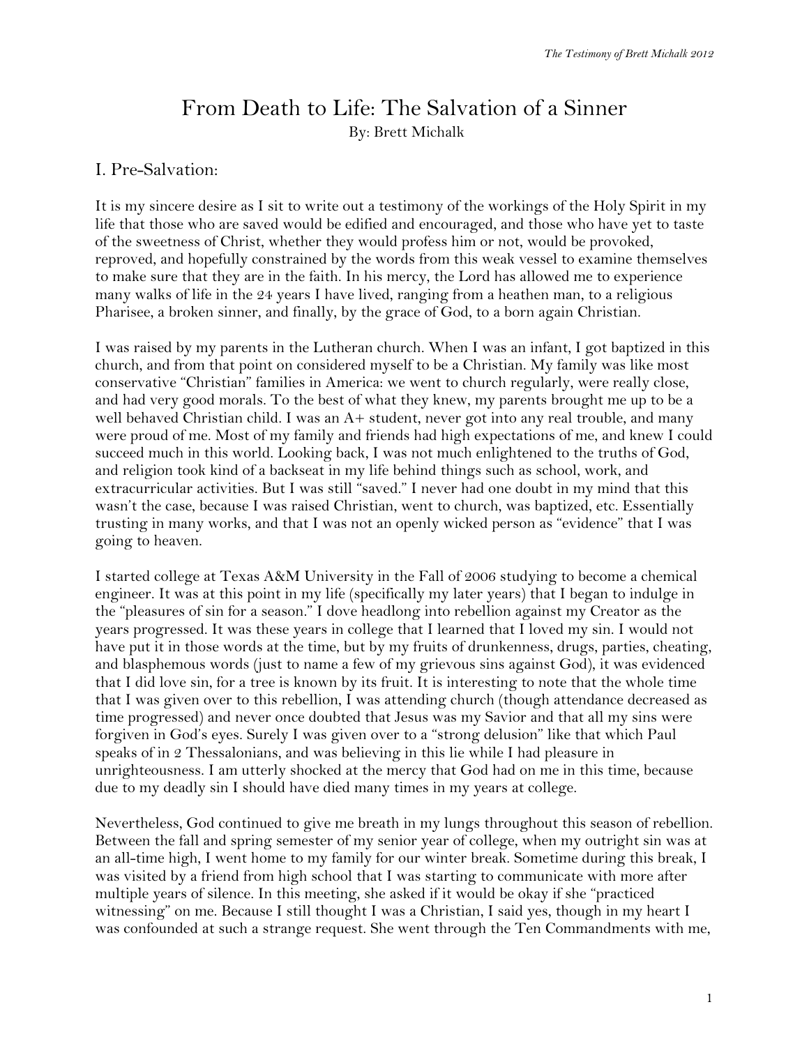# From Death to Life: The Salvation of a Sinner

By: Brett Michalk

## I. Pre-Salvation:

It is my sincere desire as I sit to write out a testimony of the workings of the Holy Spirit in my life that those who are saved would be edified and encouraged, and those who have yet to taste of the sweetness of Christ, whether they would profess him or not, would be provoked, reproved, and hopefully constrained by the words from this weak vessel to examine themselves to make sure that they are in the faith. In his mercy, the Lord has allowed me to experience many walks of life in the 24 years I have lived, ranging from a heathen man, to a religious Pharisee, a broken sinner, and finally, by the grace of God, to a born again Christian.

I was raised by my parents in the Lutheran church. When I was an infant, I got baptized in this church, and from that point on considered myself to be a Christian. My family was like most conservative "Christian" families in America: we went to church regularly, were really close, and had very good morals. To the best of what they knew, my parents brought me up to be a well behaved Christian child. I was an A+ student, never got into any real trouble, and many were proud of me. Most of my family and friends had high expectations of me, and knew I could succeed much in this world. Looking back, I was not much enlightened to the truths of God, and religion took kind of a backseat in my life behind things such as school, work, and extracurricular activities. But I was still "saved." I never had one doubt in my mind that this wasn't the case, because I was raised Christian, went to church, was baptized, etc. Essentially trusting in many works, and that I was not an openly wicked person as "evidence" that I was going to heaven.

I started college at Texas A&M University in the Fall of 2006 studying to become a chemical engineer. It was at this point in my life (specifically my later years) that I began to indulge in the "pleasures of sin for a season." I dove headlong into rebellion against my Creator as the years progressed. It was these years in college that I learned that I loved my sin. I would not have put it in those words at the time, but by my fruits of drunkenness, drugs, parties, cheating, and blasphemous words (just to name a few of my grievous sins against God), it was evidenced that I did love sin, for a tree is known by its fruit. It is interesting to note that the whole time that I was given over to this rebellion, I was attending church (though attendance decreased as time progressed) and never once doubted that Jesus was my Savior and that all my sins were forgiven in God's eyes. Surely I was given over to a "strong delusion" like that which Paul speaks of in 2 Thessalonians, and was believing in this lie while I had pleasure in unrighteousness. I am utterly shocked at the mercy that God had on me in this time, because due to my deadly sin I should have died many times in my years at college.

Nevertheless, God continued to give me breath in my lungs throughout this season of rebellion. Between the fall and spring semester of my senior year of college, when my outright sin was at an all-time high, I went home to my family for our winter break. Sometime during this break, I was visited by a friend from high school that I was starting to communicate with more after multiple years of silence. In this meeting, she asked if it would be okay if she "practiced witnessing" on me. Because I still thought I was a Christian, I said yes, though in my heart I was confounded at such a strange request. She went through the Ten Commandments with me,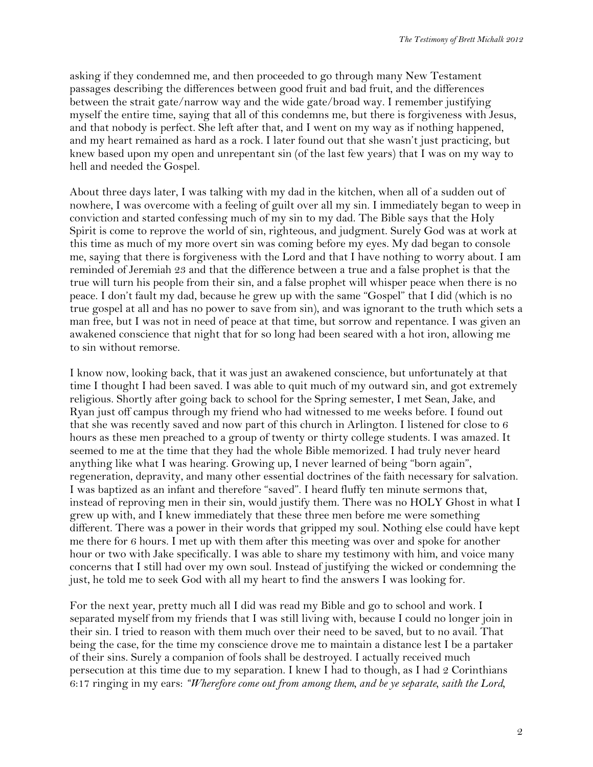asking if they condemned me, and then proceeded to go through many New Testament passages describing the differences between good fruit and bad fruit, and the differences between the strait gate/narrow way and the wide gate/broad way. I remember justifying myself the entire time, saying that all of this condemns me, but there is forgiveness with Jesus, and that nobody is perfect. She left after that, and I went on my way as if nothing happened, and my heart remained as hard as a rock. I later found out that she wasn't just practicing, but knew based upon my open and unrepentant sin (of the last few years) that I was on my way to hell and needed the Gospel.

About three days later, I was talking with my dad in the kitchen, when all of a sudden out of nowhere, I was overcome with a feeling of guilt over all my sin. I immediately began to weep in conviction and started confessing much of my sin to my dad. The Bible says that the Holy Spirit is come to reprove the world of sin, righteous, and judgment. Surely God was at work at this time as much of my more overt sin was coming before my eyes. My dad began to console me, saying that there is forgiveness with the Lord and that I have nothing to worry about. I am reminded of Jeremiah 23 and that the difference between a true and a false prophet is that the true will turn his people from their sin, and a false prophet will whisper peace when there is no peace. I don't fault my dad, because he grew up with the same "Gospel" that I did (which is no true gospel at all and has no power to save from sin), and was ignorant to the truth which sets a man free, but I was not in need of peace at that time, but sorrow and repentance. I was given an awakened conscience that night that for so long had been seared with a hot iron, allowing me to sin without remorse.

I know now, looking back, that it was just an awakened conscience, but unfortunately at that time I thought I had been saved. I was able to quit much of my outward sin, and got extremely religious. Shortly after going back to school for the Spring semester, I met Sean, Jake, and Ryan just off campus through my friend who had witnessed to me weeks before. I found out that she was recently saved and now part of this church in Arlington. I listened for close to 6 hours as these men preached to a group of twenty or thirty college students. I was amazed. It seemed to me at the time that they had the whole Bible memorized. I had truly never heard anything like what I was hearing. Growing up, I never learned of being "born again", regeneration, depravity, and many other essential doctrines of the faith necessary for salvation. I was baptized as an infant and therefore "saved". I heard fluffy ten minute sermons that, instead of reproving men in their sin, would justify them. There was no HOLY Ghost in what I grew up with, and I knew immediately that these three men before me were something different. There was a power in their words that gripped my soul. Nothing else could have kept me there for 6 hours. I met up with them after this meeting was over and spoke for another hour or two with Jake specifically. I was able to share my testimony with him, and voice many concerns that I still had over my own soul. Instead of justifying the wicked or condemning the just, he told me to seek God with all my heart to find the answers I was looking for.

For the next year, pretty much all I did was read my Bible and go to school and work. I separated myself from my friends that I was still living with, because I could no longer join in their sin. I tried to reason with them much over their need to be saved, but to no avail. That being the case, for the time my conscience drove me to maintain a distance lest I be a partaker of their sins. Surely a companion of fools shall be destroyed. I actually received much persecution at this time due to my separation. I knew I had to though, as I had 2 Corinthians 6:17 ringing in my ears: *"Wherefore come out from among them, and be ye separate, saith the Lord,*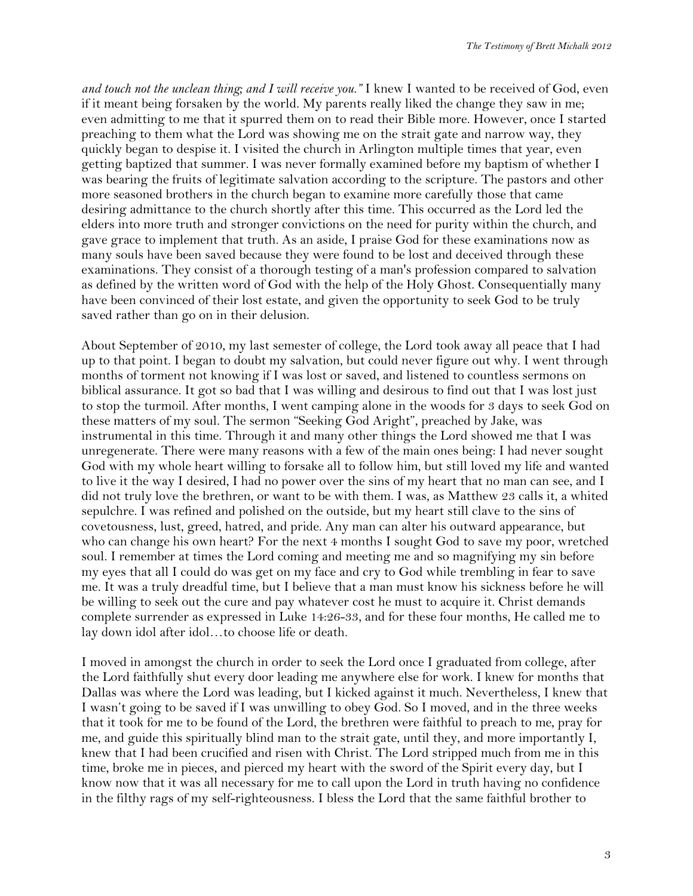*and touch not the unclean thing; and I will receive you."* I knew I wanted to be received of God, even if it meant being forsaken by the world. My parents really liked the change they saw in me; even admitting to me that it spurred them on to read their Bible more. However, once I started preaching to them what the Lord was showing me on the strait gate and narrow way, they quickly began to despise it. I visited the church in Arlington multiple times that year, even getting baptized that summer. I was never formally examined before my baptism of whether I was bearing the fruits of legitimate salvation according to the scripture. The pastors and other more seasoned brothers in the church began to examine more carefully those that came desiring admittance to the church shortly after this time. This occurred as the Lord led the elders into more truth and stronger convictions on the need for purity within the church, and gave grace to implement that truth. As an aside, I praise God for these examinations now as many souls have been saved because they were found to be lost and deceived through these examinations. They consist of a thorough testing of a man's profession compared to salvation as defined by the written word of God with the help of the Holy Ghost. Consequentially many have been convinced of their lost estate, and given the opportunity to seek God to be truly saved rather than go on in their delusion.

About September of 2010, my last semester of college, the Lord took away all peace that I had up to that point. I began to doubt my salvation, but could never figure out why. I went through months of torment not knowing if I was lost or saved, and listened to countless sermons on biblical assurance. It got so bad that I was willing and desirous to find out that I was lost just to stop the turmoil. After months, I went camping alone in the woods for 3 days to seek God on these matters of my soul. The sermon "Seeking God Aright", preached by Jake, was instrumental in this time. Through it and many other things the Lord showed me that I was unregenerate. There were many reasons with a few of the main ones being: I had never sought God with my whole heart willing to forsake all to follow him, but still loved my life and wanted to live it the way I desired, I had no power over the sins of my heart that no man can see, and I did not truly love the brethren, or want to be with them. I was, as Matthew 23 calls it, a whited sepulchre. I was refined and polished on the outside, but my heart still clave to the sins of covetousness, lust, greed, hatred, and pride. Any man can alter his outward appearance, but who can change his own heart? For the next 4 months I sought God to save my poor, wretched soul. I remember at times the Lord coming and meeting me and so magnifying my sin before my eyes that all I could do was get on my face and cry to God while trembling in fear to save me. It was a truly dreadful time, but I believe that a man must know his sickness before he will be willing to seek out the cure and pay whatever cost he must to acquire it. Christ demands complete surrender as expressed in Luke 14:26-33, and for these four months, He called me to lay down idol after idol…to choose life or death.

I moved in amongst the church in order to seek the Lord once I graduated from college, after the Lord faithfully shut every door leading me anywhere else for work. I knew for months that Dallas was where the Lord was leading, but I kicked against it much. Nevertheless, I knew that I wasn't going to be saved if I was unwilling to obey God. So I moved, and in the three weeks that it took for me to be found of the Lord, the brethren were faithful to preach to me, pray for me, and guide this spiritually blind man to the strait gate, until they, and more importantly I, knew that I had been crucified and risen with Christ. The Lord stripped much from me in this time, broke me in pieces, and pierced my heart with the sword of the Spirit every day, but I know now that it was all necessary for me to call upon the Lord in truth having no confidence in the filthy rags of my self-righteousness. I bless the Lord that the same faithful brother to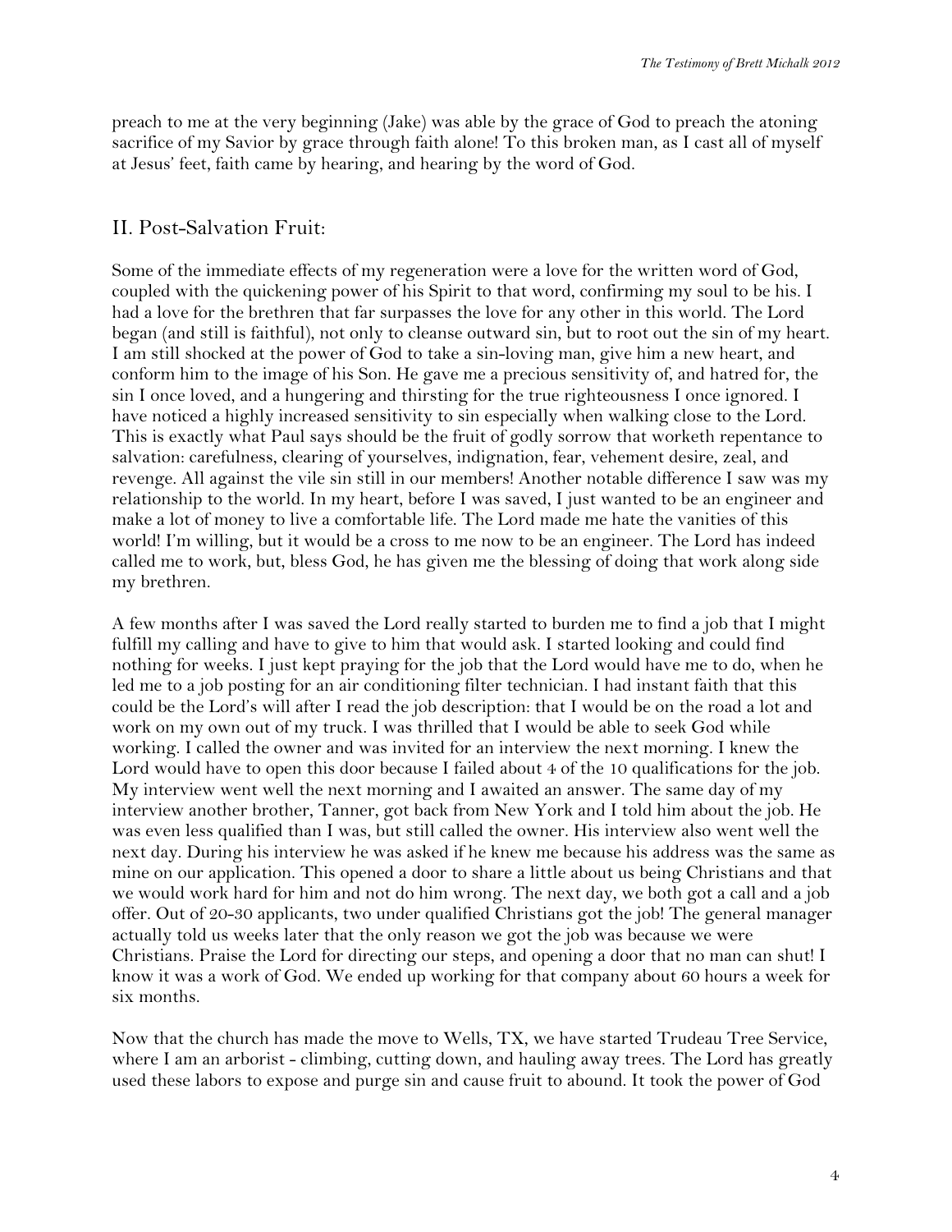preach to me at the very beginning (Jake) was able by the grace of God to preach the atoning sacrifice of my Savior by grace through faith alone! To this broken man, as I cast all of myself at Jesus' feet, faith came by hearing, and hearing by the word of God.

## II. Post-Salvation Fruit:

Some of the immediate effects of my regeneration were a love for the written word of God, coupled with the quickening power of his Spirit to that word, confirming my soul to be his. I had a love for the brethren that far surpasses the love for any other in this world. The Lord began (and still is faithful), not only to cleanse outward sin, but to root out the sin of my heart. I am still shocked at the power of God to take a sin-loving man, give him a new heart, and conform him to the image of his Son. He gave me a precious sensitivity of, and hatred for, the sin I once loved, and a hungering and thirsting for the true righteousness I once ignored. I have noticed a highly increased sensitivity to sin especially when walking close to the Lord. This is exactly what Paul says should be the fruit of godly sorrow that worketh repentance to salvation: carefulness, clearing of yourselves, indignation, fear, vehement desire, zeal, and revenge. All against the vile sin still in our members! Another notable difference I saw was my relationship to the world. In my heart, before I was saved, I just wanted to be an engineer and make a lot of money to live a comfortable life. The Lord made me hate the vanities of this world! I'm willing, but it would be a cross to me now to be an engineer. The Lord has indeed called me to work, but, bless God, he has given me the blessing of doing that work along side my brethren.

A few months after I was saved the Lord really started to burden me to find a job that I might fulfill my calling and have to give to him that would ask. I started looking and could find nothing for weeks. I just kept praying for the job that the Lord would have me to do, when he led me to a job posting for an air conditioning filter technician. I had instant faith that this could be the Lord's will after I read the job description: that I would be on the road a lot and work on my own out of my truck. I was thrilled that I would be able to seek God while working. I called the owner and was invited for an interview the next morning. I knew the Lord would have to open this door because I failed about 4 of the 10 qualifications for the job. My interview went well the next morning and I awaited an answer. The same day of my interview another brother, Tanner, got back from New York and I told him about the job. He was even less qualified than I was, but still called the owner. His interview also went well the next day. During his interview he was asked if he knew me because his address was the same as mine on our application. This opened a door to share a little about us being Christians and that we would work hard for him and not do him wrong. The next day, we both got a call and a job offer. Out of 20-30 applicants, two under qualified Christians got the job! The general manager actually told us weeks later that the only reason we got the job was because we were Christians. Praise the Lord for directing our steps, and opening a door that no man can shut! I know it was a work of God. We ended up working for that company about 60 hours a week for six months.

Now that the church has made the move to Wells, TX, we have started Trudeau Tree Service, where I am an arborist - climbing, cutting down, and hauling away trees. The Lord has greatly used these labors to expose and purge sin and cause fruit to abound. It took the power of God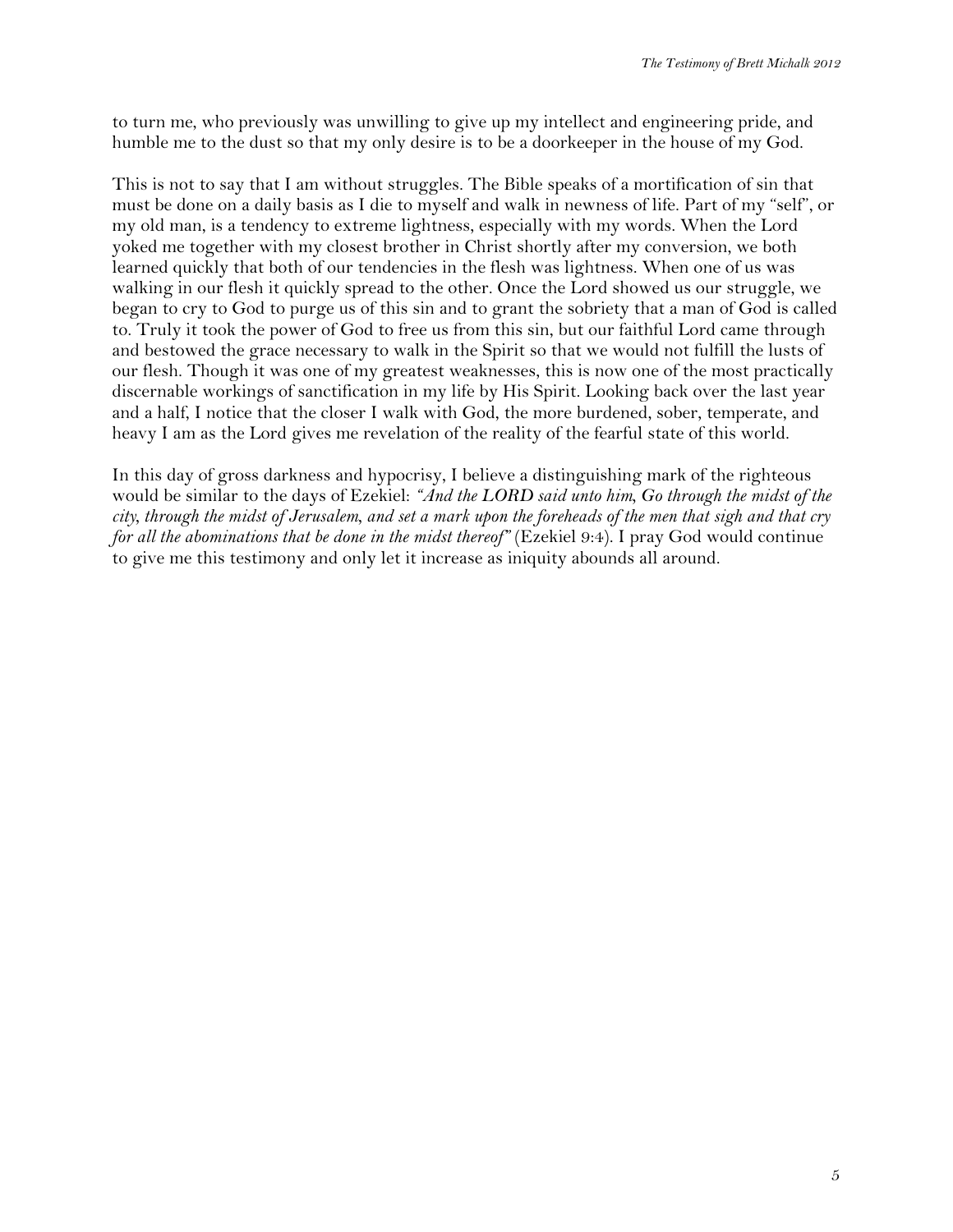to turn me, who previously was unwilling to give up my intellect and engineering pride, and humble me to the dust so that my only desire is to be a doorkeeper in the house of my God.

This is not to say that I am without struggles. The Bible speaks of a mortification of sin that must be done on a daily basis as I die to myself and walk in newness of life. Part of my "self", or my old man, is a tendency to extreme lightness, especially with my words. When the Lord yoked me together with my closest brother in Christ shortly after my conversion, we both learned quickly that both of our tendencies in the flesh was lightness. When one of us was walking in our flesh it quickly spread to the other. Once the Lord showed us our struggle, we began to cry to God to purge us of this sin and to grant the sobriety that a man of God is called to. Truly it took the power of God to free us from this sin, but our faithful Lord came through and bestowed the grace necessary to walk in the Spirit so that we would not fulfill the lusts of our flesh. Though it was one of my greatest weaknesses, this is now one of the most practically discernable workings of sanctification in my life by His Spirit. Looking back over the last year and a half, I notice that the closer I walk with God, the more burdened, sober, temperate, and heavy I am as the Lord gives me revelation of the reality of the fearful state of this world.

In this day of gross darkness and hypocrisy, I believe a distinguishing mark of the righteous would be similar to the days of Ezekiel: *"And the LORD said unto him, Go through the midst of the city, through the midst of Jerusalem, and set a mark upon the foreheads of the men that sigh and that cry for all the abominations that be done in the midst thereof"* (Ezekiel 9:4). I pray God would continue to give me this testimony and only let it increase as iniquity abounds all around.